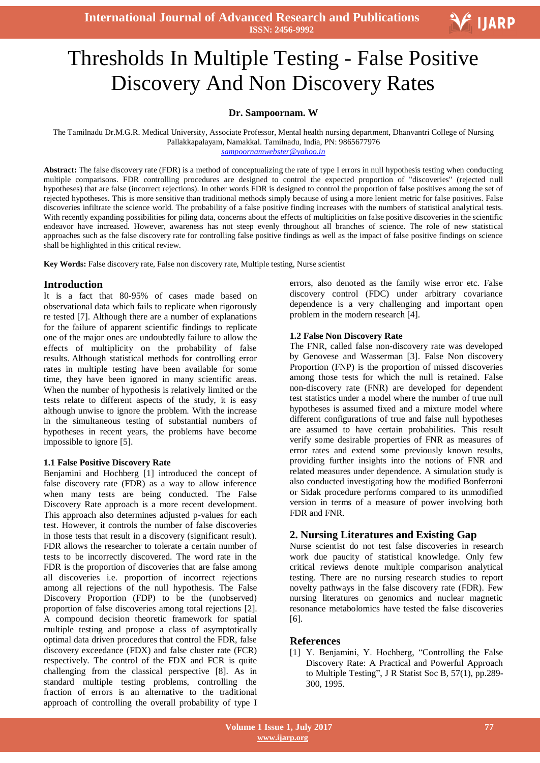# Thresholds In Multiple Testing - False Positive Discovery And Non Discovery Rates

**Dr. Sampoornam. W**

The Tamilnadu Dr.M.G.R. Medical University, Associate Professor, Mental health nursing department, Dhanvantri College of Nursing Pallakkapalayam, Namakkal. Tamilnadu, India, PN: 9865677976
*sampoornamwebster@yahoo.in*

**Abstract:** The false discovery rate (FDR) is a method of conceptualizing the rate of type I errors in null hypothesis testing when conducting multiple comparisons. FDR controlling procedures are designed to control the expected proportion of "discoveries" (rejected null hypotheses) that are false (incorrect rejections). In other words FDR is designed to control the proportion of false positives among the set of rejected hypotheses. This is more sensitive than traditional methods simply because of using a more lenient metric for false positives. False discoveries infiltrate the science world. The probability of a false positive finding increases with the numbers of statistical analytical tests. With recently expanding possibilities for piling data, concerns about the effects of multiplicities on false positive discoveries in the scientific endeavor have increased. However, awareness has not steep evenly throughout all branches of science. The role of new statistical approaches such as the false discovery rate for controlling false positive findings as well as the impact of false positive findings on science shall be highlighted in this critical review.

**Key Words:** False discovery rate, False non discovery rate, Multiple testing, Nurse scientist

## Introduction

It is a fact that 80-95% of cases made based on observational data which fails to replicate when rigorously re tested [7]. Although there are a number of explanations for the failure of apparent scientific findings to replicate one of the major ones are undoubtedly failure to allow the effects of multiplicity on the probability of false results. Although statistical methods for controlling error rates in multiple testing have been available for some time, they have been ignored in many scientific areas. When the number of hypothesis is relatively limited or the tests relate to different aspects of the study, it is easy although unwise to ignore the problem. With the increase in the simultaneous testing of substantial numbers of hypotheses in recent years, the problems have become impossible to ignore [5].

### 1.1 False Positive Discovery Rate

Benjamini and Hochberg [1] introduced the concept of false discovery rate (FDR) as a way to allow inference when many tests are being conducted. The False Discovery Rate approach is a more recent development. This approach also determines adjusted p-values for each test. However, it controls the number of false discoveries in those tests that result in a discovery (significant result). FDR allows the researcher to tolerate a certain number of tests to be incorrectly discovered. The word rate in the FDR is the proportion of discoveries that are false among all discoveries i.e. proportion of incorrect rejections among all rejections of the null hypothesis. The False Discovery Proportion (FDP) to be the (unobserved) proportion of false discoveries among total rejections [2]. A compound decision theoretic framework for spatial multiple testing and propose a class of asymptotically optimal data driven procedures that control the FDR, false discovery exceedance (FDX) and false cluster rate (FCR) respectively. The control of the FDX and FCR is quite challenging from the classical perspective [8]. As in standard multiple testing problems, controlling the fraction of errors is an alternative to the traditional approach of controlling the overall probability of type I errors, also denoted as the family wise error etc. False discovery control (FDC) under arbitrary covariance dependence is a very challenging and important open problem in the modern research [4].

### 1.2 False Non Discovery Rate

The FNR, called false non-discovery rate was developed by Genovese and Wasserman [3]. False Non discovery Proportion (FNP) is the proportion of missed discoveries among those tests for which the null is retained. False non-discovery rate (FNR) are developed for dependent test statistics under a model where the number of true null hypotheses is assumed fixed and a mixture model where different configurations of true and false null hypotheses are assumed to have certain probabilities. This result verify some desirable properties of FNR as measures of error rates and extend some previously known results, providing further insights into the notions of FNR and related measures under dependence. A simulation study is also conducted investigating how the modified Bonferroni or Sidak procedure performs compared to its unmodified version in terms of a measure of power involving both FDR and FNR.

## 2. Nursing Literatures and Existing Gap

Nurse scientist do not test false discoveries in research work due paucity of statistical knowledge. Only few critical reviews denote multiple comparison analytical testing. There are no nursing research studies to report novelty pathways in the false discovery rate (FDR). Few nursing literatures on genomics and nuclear magnetic resonance metabolomics have tested the false discoveries [6].

## References

[1] Y. Benjamini, Y. Hochberg, "Controlling the False Discovery Rate: A Practical and Powerful Approach to Multiple Testing", J R Statist Soc B, 57(1), pp.289-300, 1995.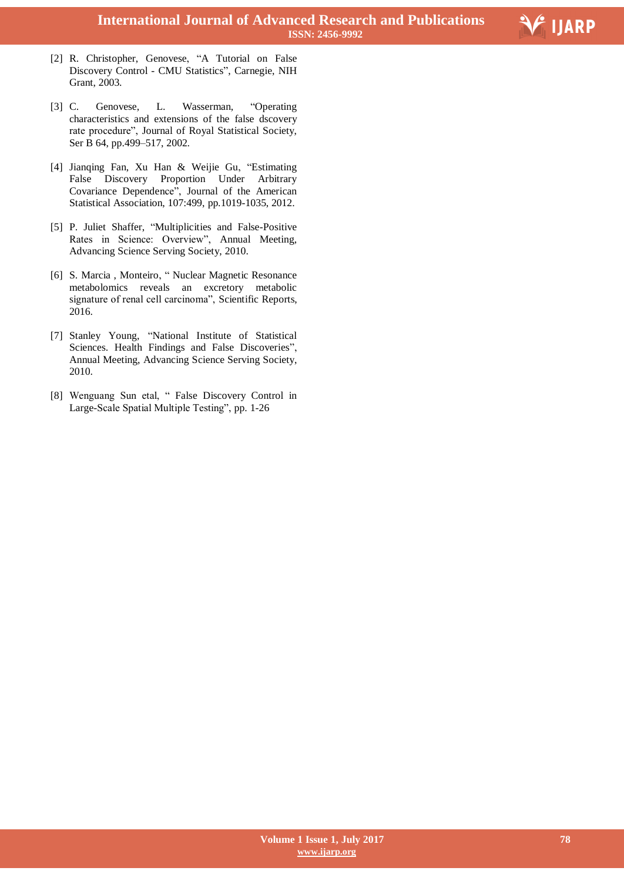[2] R. Christopher, Genovese, "A Tutorial on False Discovery Control - CMU Statistics", Carnegie, NIH Grant, 2003.

[3] C. Genovese, L. Wasserman, "Operating characteristics and extensions of the false dscovery rate procedure", Journal of Royal Statistical Society, Ser B 64, pp.499–517, 2002.

[4] Jianqing Fan, Xu Han & Weijie Gu, "Estimating False Discovery Proportion Under Arbitrary Covariance Dependence", Journal of the American Statistical Association, 107:499, pp.1019-1035, 2012.

[5] P. Juliet Shaffer, "Multiplicities and False-Positive Rates in Science: Overview", Annual Meeting, Advancing Science Serving Society, 2010.

[6] S. Marcia , Monteiro, " Nuclear Magnetic Resonance metabolomics reveals an excretory metabolic signature of renal cell carcinoma", Scientific Reports, 2016.

[7] Stanley Young, "National Institute of Statistical Sciences. Health Findings and False Discoveries", Annual Meeting, Advancing Science Serving Society, 2010.

[8] Wenguang Sun etal, " False Discovery Control in Large-Scale Spatial Multiple Testing", pp. 1-26